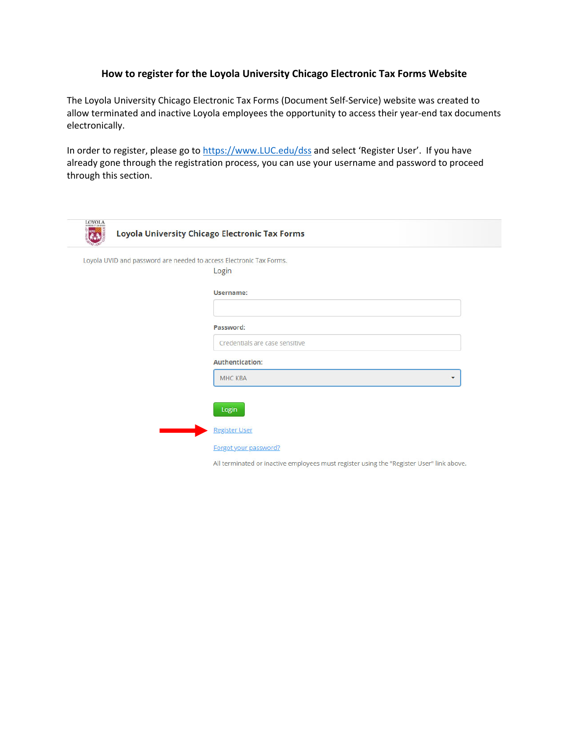# How to register for the Loyola University Chicago Electronic Tax Forms Website

The Loyola University Chicago Electronic Tax Forms (Document Self-Service) website was created to allow terminated and inactive Loyola employees the opportunity to access their year-end tax documents electronically.

In order to register, please go to https://www.LUC.edu/dss and select 'Register User'. If you have already gone through the registration process, you can use your username and password to proceed through this section.

**Loyola University Chicago Electronic Tax Forms**

Loyola UVID and password are needed to access Electronic Tax Forms.

Login

**Username:**

**Password:**

Credentials are case sensitive

**Authentication:**

MHC KBA

Login

Register User

Forgot your password?

All terminated or inactive employees must register using the "Register User" link above.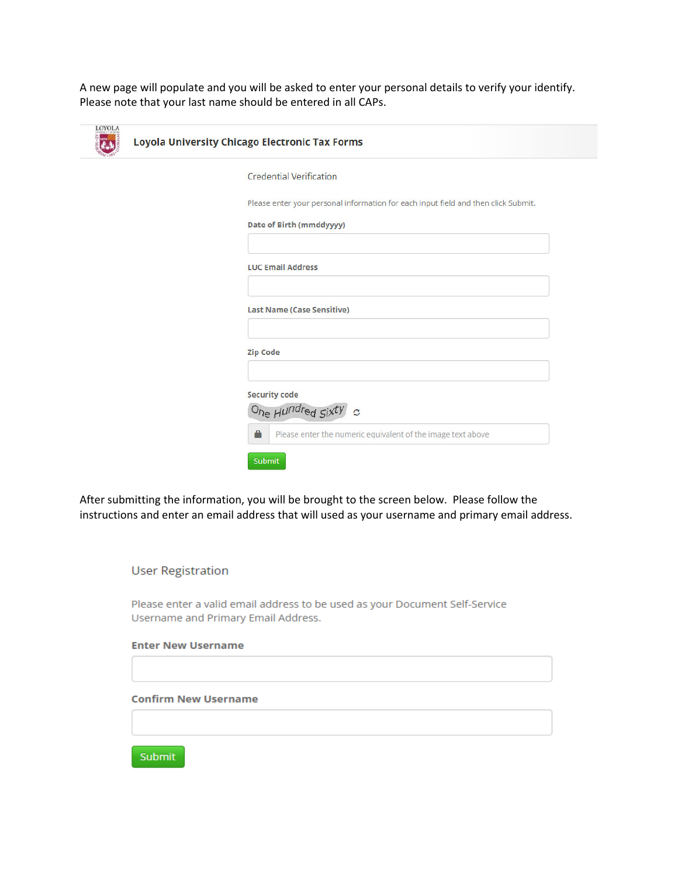A new page will populate and you will be asked to enter your personal details to verify your identify. Please note that your last name should be entered in all CAPs.

**Loyola University Chicago Electronic Tax Forms**

Credential Verification

Please enter your personal information for each input field and then click Submit.

**Date of Birth (mmddyyyy)**

**LUC Email Address**

**Last Name (Case Sensitive)**

**Zip Code**

**Security code**

One Hundred Sixty

Please enter the numeric equivalent of the image text above

Submit

After submitting the information, you will be brought to the screen below. Please follow the instructions and enter an email address that will used as your username and primary email address.

User Registration

Please enter a valid email address to be used as your Document Self-Service Username and Primary Email Address.

**Enter New Username**

**Confirm New Username**

Submit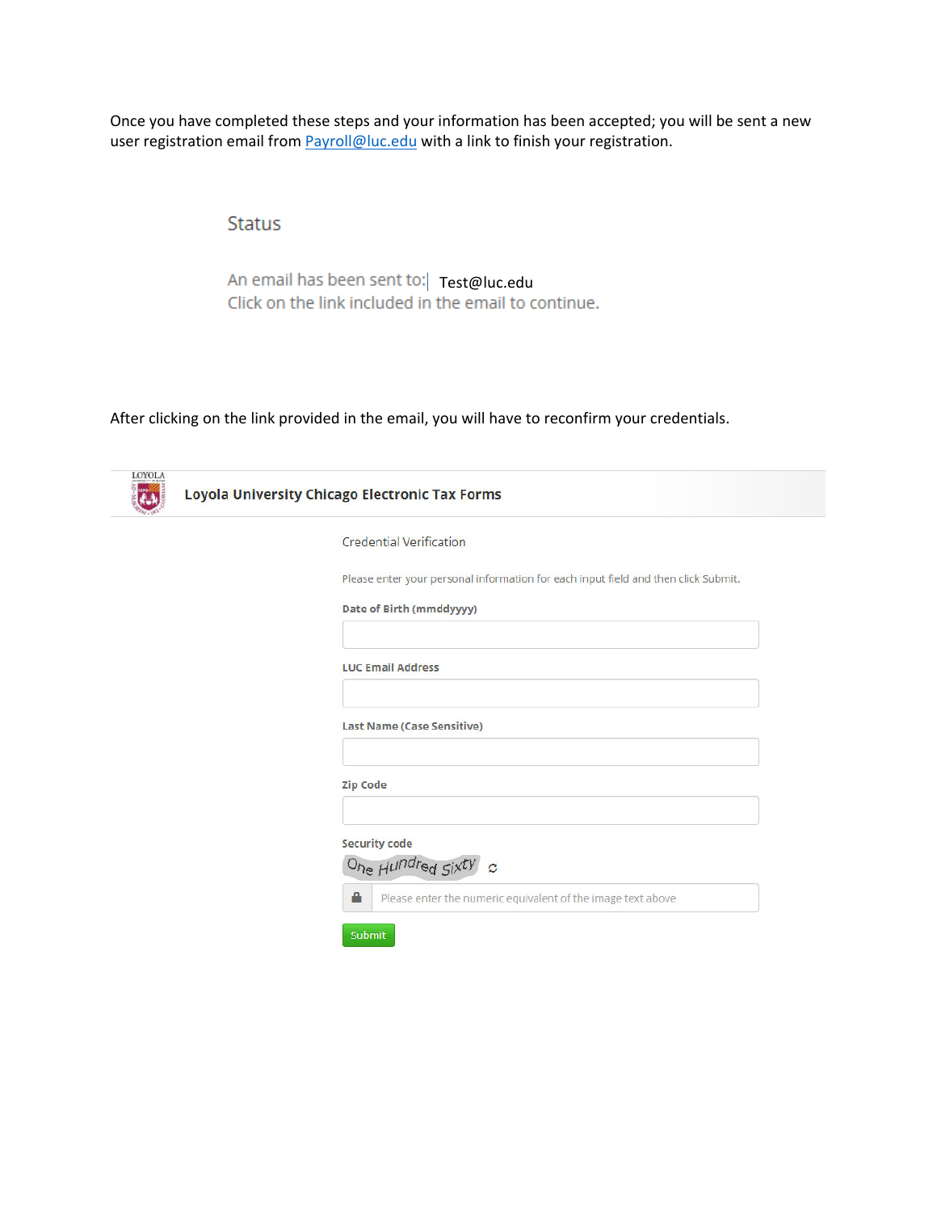Once you have completed these steps and your information has been accepted; you will be sent a new user registration email from [Payroll@luc.edu](mailto:Payroll@luc.edu) with a link to finish your registration.

Status

An email has been sent to: Test@luc.edu
Click on the link included in the email to continue.

After clicking on the link provided in the email, you will have to reconfirm your credentials.

**Loyola University Chicago Electronic Tax Forms**

Credential Verification

Please enter your personal information for each input field and then click Submit.

**Date of Birth (mmddyyyy)**

**LUC Email Address**

**Last Name (Case Sensitive)**

**Zip Code**

**Security code**

One Hundred Sixty

Please enter the numeric equivalent of the image text above

Submit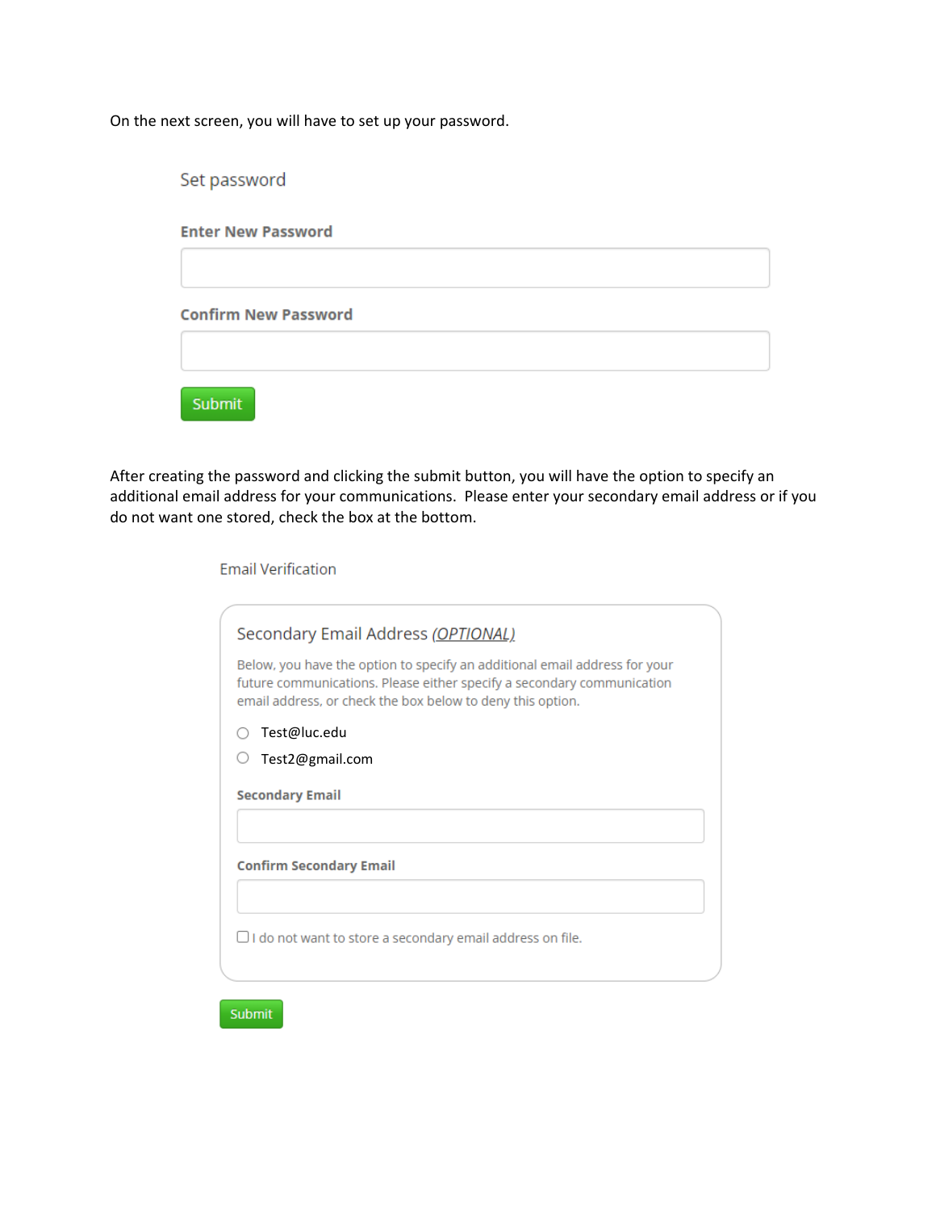On the next screen, you will have to set up your password.

Set password

**Enter New Password**

**Confirm New Password**

Submit

After creating the password and clicking the submit button, you will have the option to specify an additional email address for your communications. Please enter your secondary email address or if you do not want one stored, check the box at the bottom.

Email Verification

Secondary Email Address *(OPTIONAL)*

Below, you have the option to specify an additional email address for your future communications. Please either specify a secondary communication email address, or check the box below to deny this option.

- ○ Test@luc.edu
- ○ Test2@gmail.com

**Secondary Email**

**Confirm Secondary Email**

☐ I do not want to store a secondary email address on file.

Submit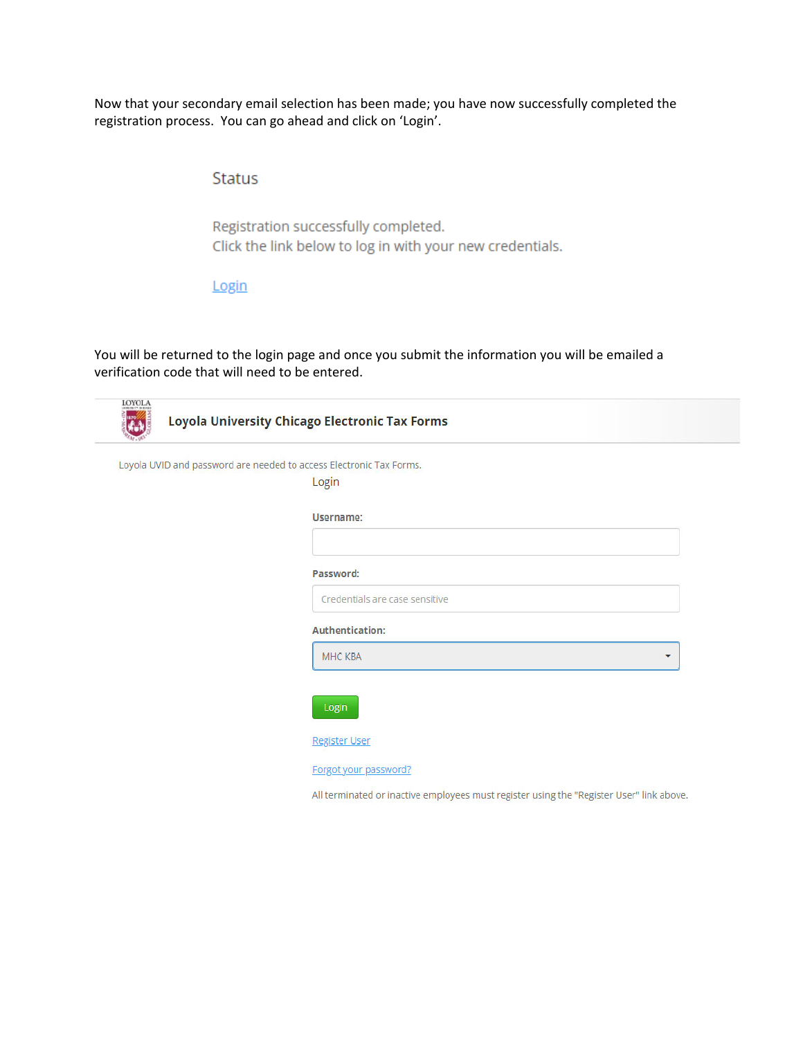Now that your secondary email selection has been made; you have now successfully completed the registration process. You can go ahead and click on 'Login'.

Status

Registration successfully completed.
Click the link below to log in with your new credentials.

Login

You will be returned to the login page and once you submit the information you will be emailed a verification code that will need to be entered.

**Loyola University Chicago Electronic Tax Forms**

Loyola UVID and password are needed to access Electronic Tax Forms.

Login

**Username:**

**Password:**

Credentials are case sensitive

**Authentication:**

MHC KBA

Login

Register User

Forgot your password?

All terminated or inactive employees must register using the "Register User" link above.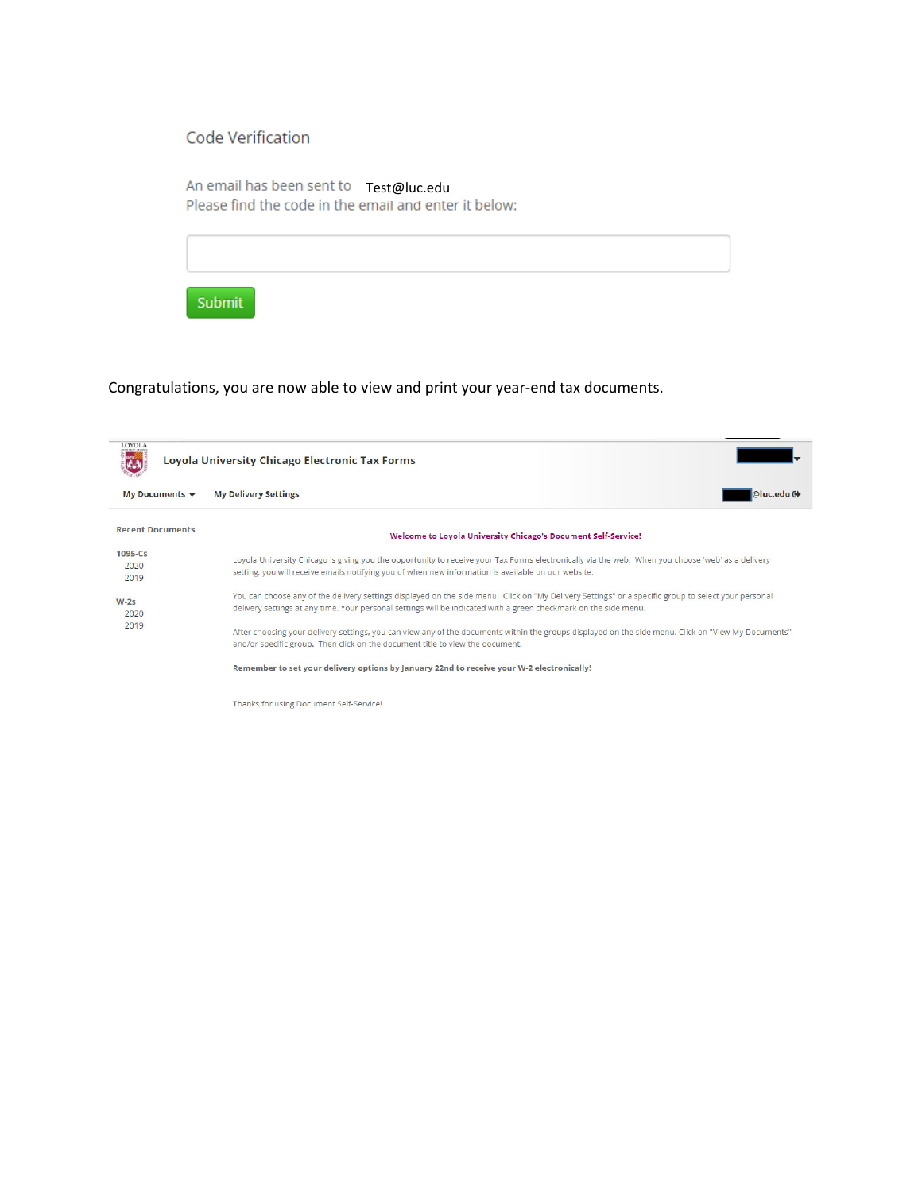Code Verification

An email has been sent to Test@luc.edu
Please find the code in the email and enter it below:

Submit

Congratulations, you are now able to view and print your year-end tax documents.

Loyola University Chicago Electronic Tax Forms

My Documents ▾ My Delivery Settings

@luc.edu

Recent Documents

1095-Cs
2020
2019

W-2s
2020
2019

Welcome to Loyola University Chicago's Document Self-Service!

Loyola University Chicago is giving you the opportunity to receive your Tax Forms electronically via the web. When you choose 'web' as a delivery setting, you will receive emails notifying you of when new information is available on our website.

You can choose any of the delivery settings displayed on the side menu. Click on "My Delivery Settings" or a specific group to select your personal delivery settings at any time. Your personal settings will be indicated with a green checkmark on the side menu.

After choosing your delivery settings, you can view any of the documents within the groups displayed on the side menu. Click on "View My Documents" and/or specific group. Then click on the document title to view the document.

**Remember to set your delivery options by January 22nd to receive your W-2 electronically!**

Thanks for using Document Self-Service!